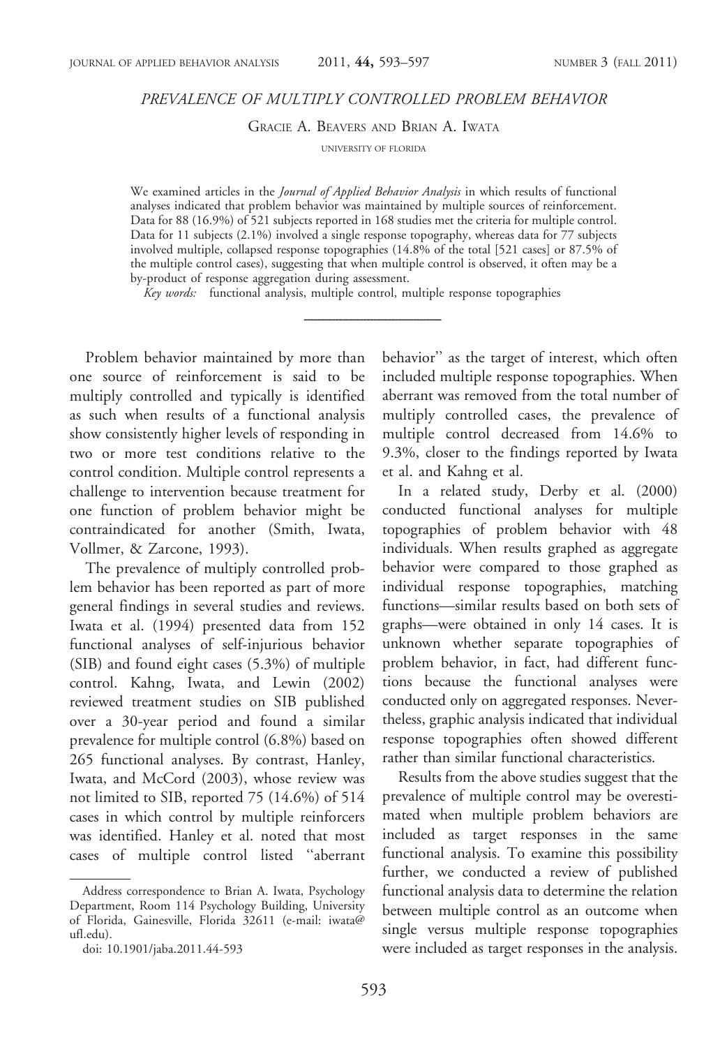# PREVALENCE OF MULTIPLY CONTROLLED PROBLEM BEHAVIOR

GRACIE A. BEAVERS AND BRIAN A. IWATA

UNIVERSITY OF FLORIDA

We examined articles in the *Journal of Applied Behavior Analysis* in which results of functional analyses indicated that problem behavior was maintained by multiple sources of reinforcement. Data for 88 (16.9%) of 521 subjects reported in 168 studies met the criteria for multiple control. Data for 11 subjects (2.1%) involved a single response topography, whereas data for 77 subjects involved multiple, collapsed response topographies (14.8% of the total [521 cases] or 87.5% of the multiple control cases), suggesting that when multiple control is observed, it often may be a by-product of response aggregation during assessment.

*Key words:* functional analysis, multiple control, multiple response topographies

---

Problem behavior maintained by more than one source of reinforcement is said to be multiply controlled and typically is identified as such when results of a functional analysis show consistently higher levels of responding in two or more test conditions relative to the control condition. Multiple control represents a challenge to intervention because treatment for one function of problem behavior might be contraindicated for another (Smith, Iwata, Vollmer, & Zarcone, 1993).

The prevalence of multiply controlled problem behavior has been reported as part of more general findings in several studies and reviews. Iwata et al. (1994) presented data from 152 functional analyses of self-injurious behavior (SIB) and found eight cases (5.3%) of multiple control. Kahng, Iwata, and Lewin (2002) reviewed treatment studies on SIB published over a 30-year period and found a similar prevalence for multiple control (6.8%) based on 265 functional analyses. By contrast, Hanley, Iwata, and McCord (2003), whose review was not limited to SIB, reported 75 (14.6%) of 514 cases in which control by multiple reinforcers was identified. Hanley et al. noted that most cases of multiple control listed ''aberrant behavior'' as the target of interest, which often included multiple response topographies. When aberrant was removed from the total number of multiply controlled cases, the prevalence of multiple control decreased from 14.6% to 9.3%, closer to the findings reported by Iwata et al. and Kahng et al.

In a related study, Derby et al. (2000) conducted functional analyses for multiple topographies of problem behavior with 48 individuals. When results graphed as aggregate behavior were compared to those graphed as individual response topographies, matching functions—similar results based on both sets of graphs—were obtained in only 14 cases. It is unknown whether separate topographies of problem behavior, in fact, had different functions because the functional analyses were conducted only on aggregated responses. Nevertheless, graphic analysis indicated that individual response topographies often showed different rather than similar functional characteristics.

Results from the above studies suggest that the prevalence of multiple control may be overestimated when multiple problem behaviors are included as target responses in the same functional analysis. To examine this possibility further, we conducted a review of published functional analysis data to determine the relation between multiple control as an outcome when single versus multiple response topographies were included as target responses in the analysis.

---

Address correspondence to Brian A. Iwata, Psychology Department, Room 114 Psychology Building, University of Florida, Gainesville, Florida 32611 (e-mail: iwata@ufl.edu).

doi: 10.1901/jaba.2011.44-593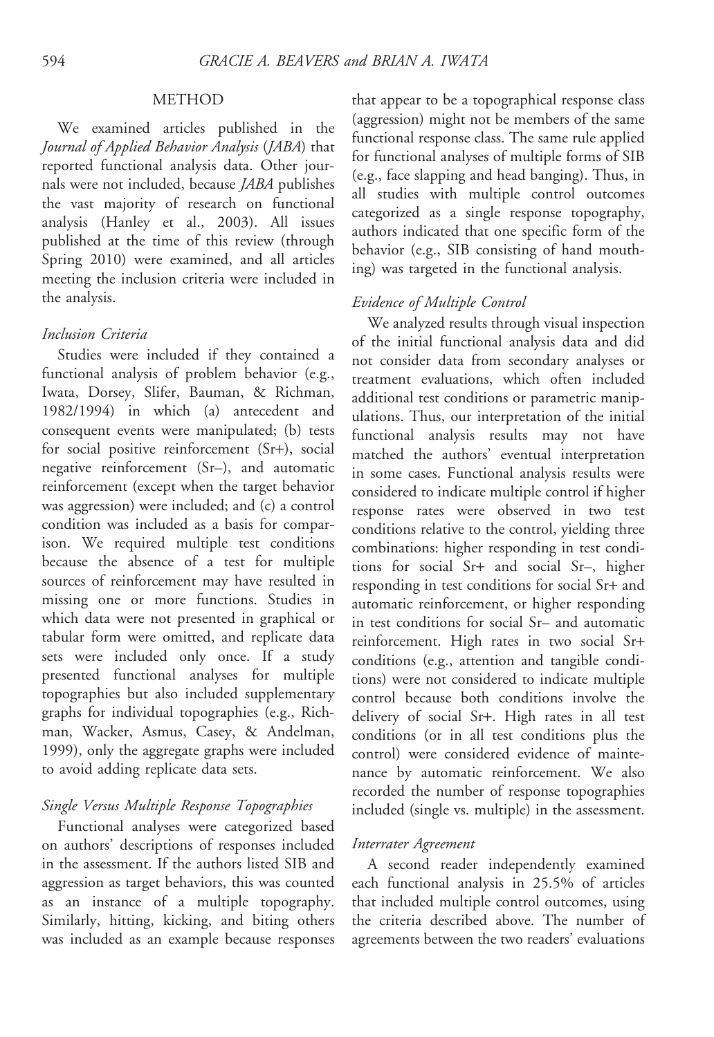## METHOD

We examined articles published in the *Journal of Applied Behavior Analysis* (*JABA*) that reported functional analysis data. Other journals were not included, because *JABA* publishes the vast majority of research on functional analysis (Hanley et al., 2003). All issues published at the time of this review (through Spring 2010) were examined, and all articles meeting the inclusion criteria were included in the analysis.

### *Inclusion Criteria*

Studies were included if they contained a functional analysis of problem behavior (e.g., Iwata, Dorsey, Slifer, Bauman, & Richman, 1982/1994) in which (a) antecedent and consequent events were manipulated; (b) tests for social positive reinforcement (Sr+), social negative reinforcement (Sr–), and automatic reinforcement (except when the target behavior was aggression) were included; and (c) a control condition was included as a basis for comparison. We required multiple test conditions because the absence of a test for multiple sources of reinforcement may have resulted in missing one or more functions. Studies in which data were not presented in graphical or tabular form were omitted, and replicate data sets were included only once. If a study presented functional analyses for multiple topographies but also included supplementary graphs for individual topographies (e.g., Richman, Wacker, Asmus, Casey, & Andelman, 1999), only the aggregate graphs were included to avoid adding replicate data sets.

### *Single Versus Multiple Response Topographies*

Functional analyses were categorized based on authors' descriptions of responses included in the assessment. If the authors listed SIB and aggression as target behaviors, this was counted as an instance of a multiple topography. Similarly, hitting, kicking, and biting others was included as an example because responses that appear to be a topographical response class (aggression) might not be members of the same functional response class. The same rule applied for functional analyses of multiple forms of SIB (e.g., face slapping and head banging). Thus, in all studies with multiple control outcomes categorized as a single response topography, authors indicated that one specific form of the behavior (e.g., SIB consisting of hand mouthing) was targeted in the functional analysis.

### *Evidence of Multiple Control*

We analyzed results through visual inspection of the initial functional analysis data and did not consider data from secondary analyses or treatment evaluations, which often included additional test conditions or parametric manipulations. Thus, our interpretation of the initial functional analysis results may not have matched the authors' eventual interpretation in some cases. Functional analysis results were considered to indicate multiple control if higher response rates were observed in two test conditions relative to the control, yielding three combinations: higher responding in test conditions for social Sr+ and social Sr–, higher responding in test conditions for social Sr+ and automatic reinforcement, or higher responding in test conditions for social Sr– and automatic reinforcement. High rates in two social Sr+ conditions (e.g., attention and tangible conditions) were not considered to indicate multiple control because both conditions involve the delivery of social Sr+. High rates in all test conditions (or in all test conditions plus the control) were considered evidence of maintenance by automatic reinforcement. We also recorded the number of response topographies included (single vs. multiple) in the assessment.

### *Interrater Agreement*

A second reader independently examined each functional analysis in 25.5% of articles that included multiple control outcomes, using the criteria described above. The number of agreements between the two readers' evaluations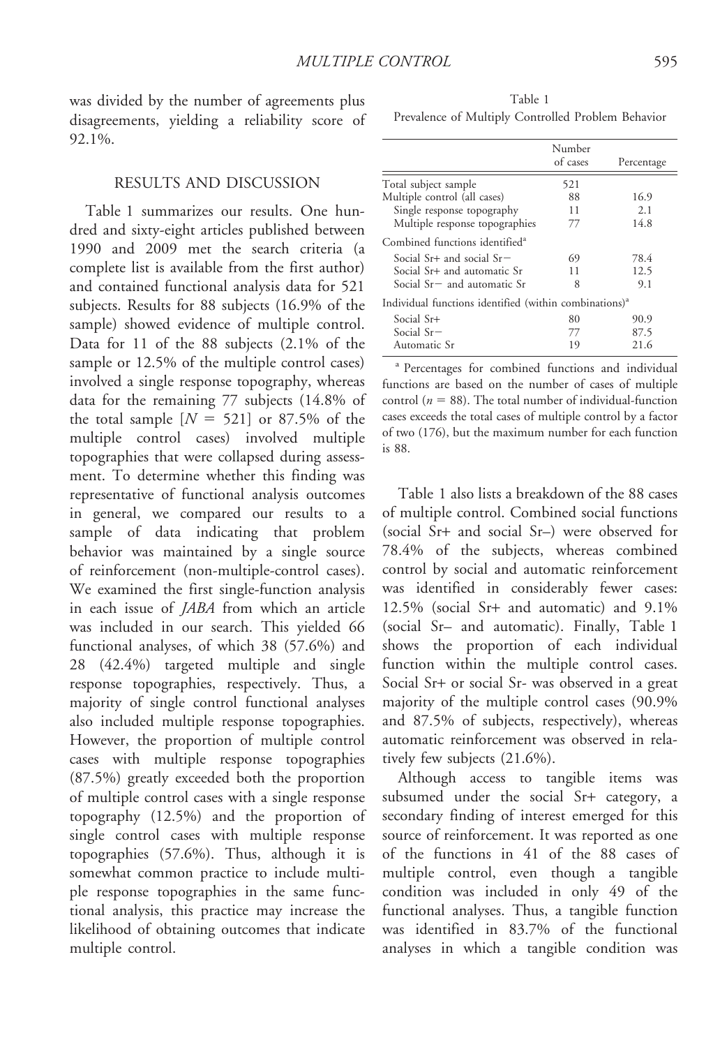was divided by the number of agreements plus disagreements, yielding a reliability score of 92.1%.

## RESULTS AND DISCUSSION

Table 1 summarizes our results. One hundred and sixty-eight articles published between 1990 and 2009 met the search criteria (a complete list is available from the first author) and contained functional analysis data for 521 subjects. Results for 88 subjects (16.9% of the sample) showed evidence of multiple control. Data for 11 of the 88 subjects (2.1% of the sample or 12.5% of the multiple control cases) involved a single response topography, whereas data for the remaining 77 subjects (14.8% of the total sample [$N = 521$] or 87.5% of the multiple control cases) involved multiple topographies that were collapsed during assessment. To determine whether this finding was representative of functional analysis outcomes in general, we compared our results to a sample of data indicating that problem behavior was maintained by a single source of reinforcement (non-multiple-control cases). We examined the first single-function analysis in each issue of *JABA* from which an article was included in our search. This yielded 66 functional analyses, of which 38 (57.6%) and 28 (42.4%) targeted multiple and single response topographies, respectively. Thus, a majority of single control functional analyses also included multiple response topographies. However, the proportion of multiple control cases with multiple response topographies (87.5%) greatly exceeded both the proportion of multiple control cases with a single response topography (12.5%) and the proportion of single control cases with multiple response topographies (57.6%). Thus, although it is somewhat common practice to include multiple response topographies in the same functional analysis, this practice may increase the likelihood of obtaining outcomes that indicate multiple control.

Table 1
Prevalence of Multiply Controlled Problem Behavior

| | Number of cases | Percentage |
|---|---|---|
| Total subject sample | 521 | |
| Multiple control (all cases) | 88 | 16.9 |
| Single response topography | 11 | 2.1 |
| Multiple response topographies | 77 | 14.8 |
| Combined functions identified[a] | | |
| Social Sr+ and social Sr− | 69 | 78.4 |
| Social Sr+ and automatic Sr | 11 | 12.5 |
| Social Sr− and automatic Sr | 8 | 9.1 |
| Individual functions identified (within combinations)[a] | | |
| Social Sr+ | 80 | 90.9 |
| Social Sr− | 77 | 87.5 |
| Automatic Sr | 19 | 21.6 |

[a] Percentages for combined functions and individual functions are based on the number of cases of multiple control ($n = 88$). The total number of individual-function cases exceeds the total cases of multiple control by a factor of two (176), but the maximum number for each function is 88.

Table 1 also lists a breakdown of the 88 cases of multiple control. Combined social functions (social Sr+ and social Sr–) were observed for 78.4% of the subjects, whereas combined control by social and automatic reinforcement was identified in considerably fewer cases: 12.5% (social Sr+ and automatic) and 9.1% (social Sr– and automatic). Finally, Table 1 shows the proportion of each individual function within the multiple control cases. Social Sr+ or social Sr- was observed in a great majority of the multiple control cases (90.9% and 87.5% of subjects, respectively), whereas automatic reinforcement was observed in relatively few subjects (21.6%).

Although access to tangible items was subsumed under the social Sr+ category, a secondary finding of interest emerged for this source of reinforcement. It was reported as one of the functions in 41 of the 88 cases of multiple control, even though a tangible condition was included in only 49 of the functional analyses. Thus, a tangible function was identified in 83.7% of the functional analyses in which a tangible condition was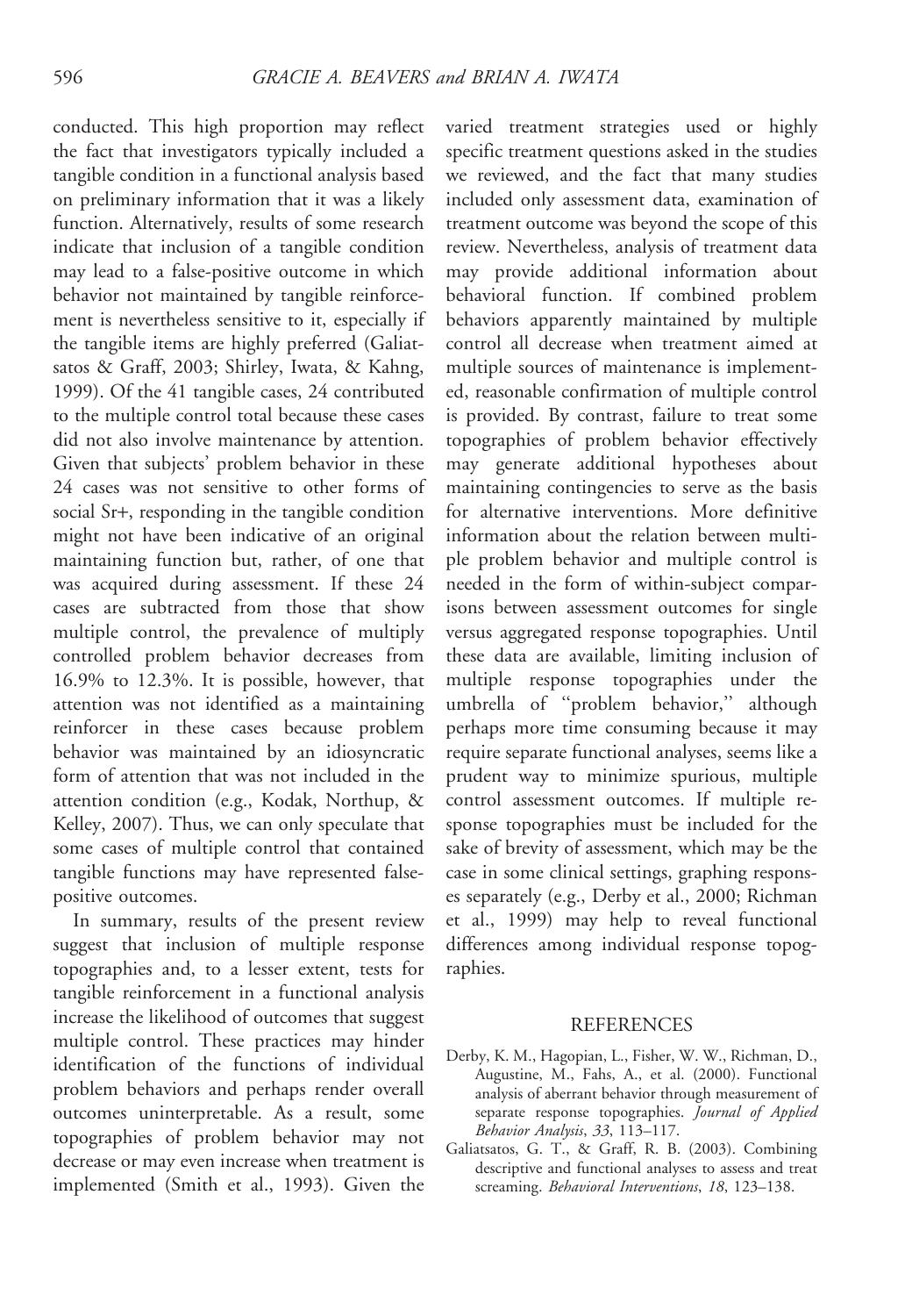conducted. This high proportion may reflect the fact that investigators typically included a tangible condition in a functional analysis based on preliminary information that it was a likely function. Alternatively, results of some research indicate that inclusion of a tangible condition may lead to a false-positive outcome in which behavior not maintained by tangible reinforcement is nevertheless sensitive to it, especially if the tangible items are highly preferred (Galiatsatos & Graff, 2003; Shirley, Iwata, & Kahng, 1999). Of the 41 tangible cases, 24 contributed to the multiple control total because these cases did not also involve maintenance by attention. Given that subjects' problem behavior in these 24 cases was not sensitive to other forms of social Sr+, responding in the tangible condition might not have been indicative of an original maintaining function but, rather, of one that was acquired during assessment. If these 24 cases are subtracted from those that show multiple control, the prevalence of multiply controlled problem behavior decreases from 16.9% to 12.3%. It is possible, however, that attention was not identified as a maintaining reinforcer in these cases because problem behavior was maintained by an idiosyncratic form of attention that was not included in the attention condition (e.g., Kodak, Northup, & Kelley, 2007). Thus, we can only speculate that some cases of multiple control that contained tangible functions may have represented false-positive outcomes.

In summary, results of the present review suggest that inclusion of multiple response topographies and, to a lesser extent, tests for tangible reinforcement in a functional analysis increase the likelihood of outcomes that suggest multiple control. These practices may hinder identification of the functions of individual problem behaviors and perhaps render overall outcomes uninterpretable. As a result, some topographies of problem behavior may not decrease or may even increase when treatment is implemented (Smith et al., 1993). Given the varied treatment strategies used or highly specific treatment questions asked in the studies we reviewed, and the fact that many studies included only assessment data, examination of treatment outcome was beyond the scope of this review. Nevertheless, analysis of treatment data may provide additional information about behavioral function. If combined problem behaviors apparently maintained by multiple control all decrease when treatment aimed at multiple sources of maintenance is implemented, reasonable confirmation of multiple control is provided. By contrast, failure to treat some topographies of problem behavior effectively may generate additional hypotheses about maintaining contingencies to serve as the basis for alternative interventions. More definitive information about the relation between multiple problem behavior and multiple control is needed in the form of within-subject comparisons between assessment outcomes for single versus aggregated response topographies. Until these data are available, limiting inclusion of multiple response topographies under the umbrella of "problem behavior," although perhaps more time consuming because it may require separate functional analyses, seems like a prudent way to minimize spurious, multiple control assessment outcomes. If multiple response topographies must be included for the sake of brevity of assessment, which may be the case in some clinical settings, graphing responses separately (e.g., Derby et al., 2000; Richman et al., 1999) may help to reveal functional differences among individual response topographies.

## REFERENCES

Derby, K. M., Hagopian, L., Fisher, W. W., Richman, D., Augustine, M., Fahs, A., et al. (2000). Functional analysis of aberrant behavior through measurement of separate response topographies. *Journal of Applied Behavior Analysis*, *33*, 113–117.

Galiatsatos, G. T., & Graff, R. B. (2003). Combining descriptive and functional analyses to assess and treat screaming. *Behavioral Interventions*, *18*, 123–138.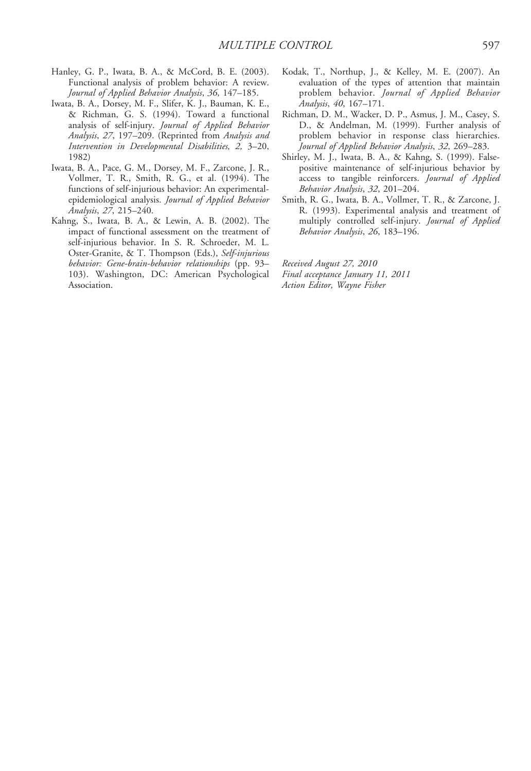Hanley, G. P., Iwata, B. A., & McCord, B. E. (2003). Functional analysis of problem behavior: A review. *Journal of Applied Behavior Analysis*, *36*, 147–185.

Iwata, B. A., Dorsey, M. F., Slifer, K. J., Bauman, K. E., & Richman, G. S. (1994). Toward a functional analysis of self-injury. *Journal of Applied Behavior Analysis*, *27*, 197–209. (Reprinted from *Analysis and Intervention in Developmental Disabilities, 2,* 3–20, 1982)

Iwata, B. A., Pace, G. M., Dorsey, M. F., Zarcone, J. R., Vollmer, T. R., Smith, R. G., et al. (1994). The functions of self-injurious behavior: An experimental-epidemiological analysis. *Journal of Applied Behavior Analysis*, *27*, 215–240.

Kahng, S., Iwata, B. A., & Lewin, A. B. (2002). The impact of functional assessment on the treatment of self-injurious behavior. In S. R. Schroeder, M. L. Oster-Granite, & T. Thompson (Eds.), *Self-injurious behavior: Gene-brain-behavior relationships* (pp. 93–103). Washington, DC: American Psychological Association.

Kodak, T., Northup, J., & Kelley, M. E. (2007). An evaluation of the types of attention that maintain problem behavior. *Journal of Applied Behavior Analysis*, *40*, 167–171.

Richman, D. M., Wacker, D. P., Asmus, J. M., Casey, S. D., & Andelman, M. (1999). Further analysis of problem behavior in response class hierarchies. *Journal of Applied Behavior Analysis*, *32*, 269–283.

Shirley, M. J., Iwata, B. A., & Kahng, S. (1999). False-positive maintenance of self-injurious behavior by access to tangible reinforcers. *Journal of Applied Behavior Analysis*, *32*, 201–204.

Smith, R. G., Iwata, B. A., Vollmer, T. R., & Zarcone, J. R. (1993). Experimental analysis and treatment of multiply controlled self-injury. *Journal of Applied Behavior Analysis*, *26*, 183–196.

*Received August 27, 2010*
*Final acceptance January 11, 2011*
*Action Editor, Wayne Fisher*